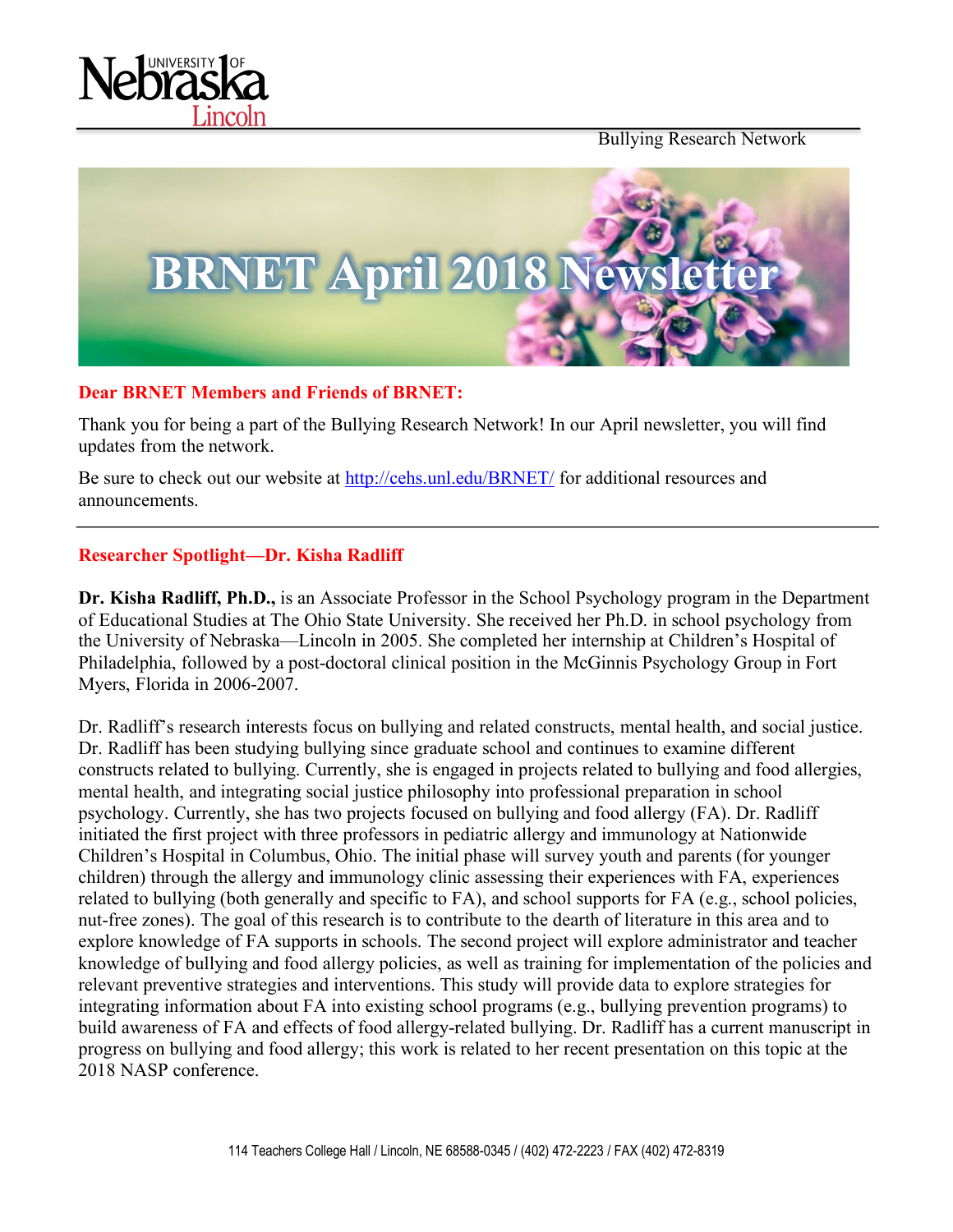Bullying Research Network

# BRNET April 2018 Newsletter

**Dear BRNET Members and Friends of BRNET:**

Thank you for being a part of the Bullying Research Network! In our April newsletter, you will find updates from the network.

Be sure to check out our website at http://cehs.unl.edu/BRNET/ for additional resources and announcements.

---

## Researcher Spotlight—Dr. Kisha Radliff

**Dr. Kisha Radliff, Ph.D.,** is an Associate Professor in the School Psychology program in the Department of Educational Studies at The Ohio State University. She received her Ph.D. in school psychology from the University of Nebraska—Lincoln in 2005. She completed her internship at Children's Hospital of Philadelphia, followed by a post-doctoral clinical position in the McGinnis Psychology Group in Fort Myers, Florida in 2006-2007.

Dr. Radliff's research interests focus on bullying and related constructs, mental health, and social justice. Dr. Radliff has been studying bullying since graduate school and continues to examine different constructs related to bullying. Currently, she is engaged in projects related to bullying and food allergies, mental health, and integrating social justice philosophy into professional preparation in school psychology. Currently, she has two projects focused on bullying and food allergy (FA). Dr. Radliff initiated the first project with three professors in pediatric allergy and immunology at Nationwide Children's Hospital in Columbus, Ohio. The initial phase will survey youth and parents (for younger children) through the allergy and immunology clinic assessing their experiences with FA, experiences related to bullying (both generally and specific to FA), and school supports for FA (e.g., school policies, nut-free zones). The goal of this research is to contribute to the dearth of literature in this area and to explore knowledge of FA supports in schools. The second project will explore administrator and teacher knowledge of bullying and food allergy policies, as well as training for implementation of the policies and relevant preventive strategies and interventions. This study will provide data to explore strategies for integrating information about FA into existing school programs (e.g., bullying prevention programs) to build awareness of FA and effects of food allergy-related bullying. Dr. Radliff has a current manuscript in progress on bullying and food allergy; this work is related to her recent presentation on this topic at the 2018 NASP conference.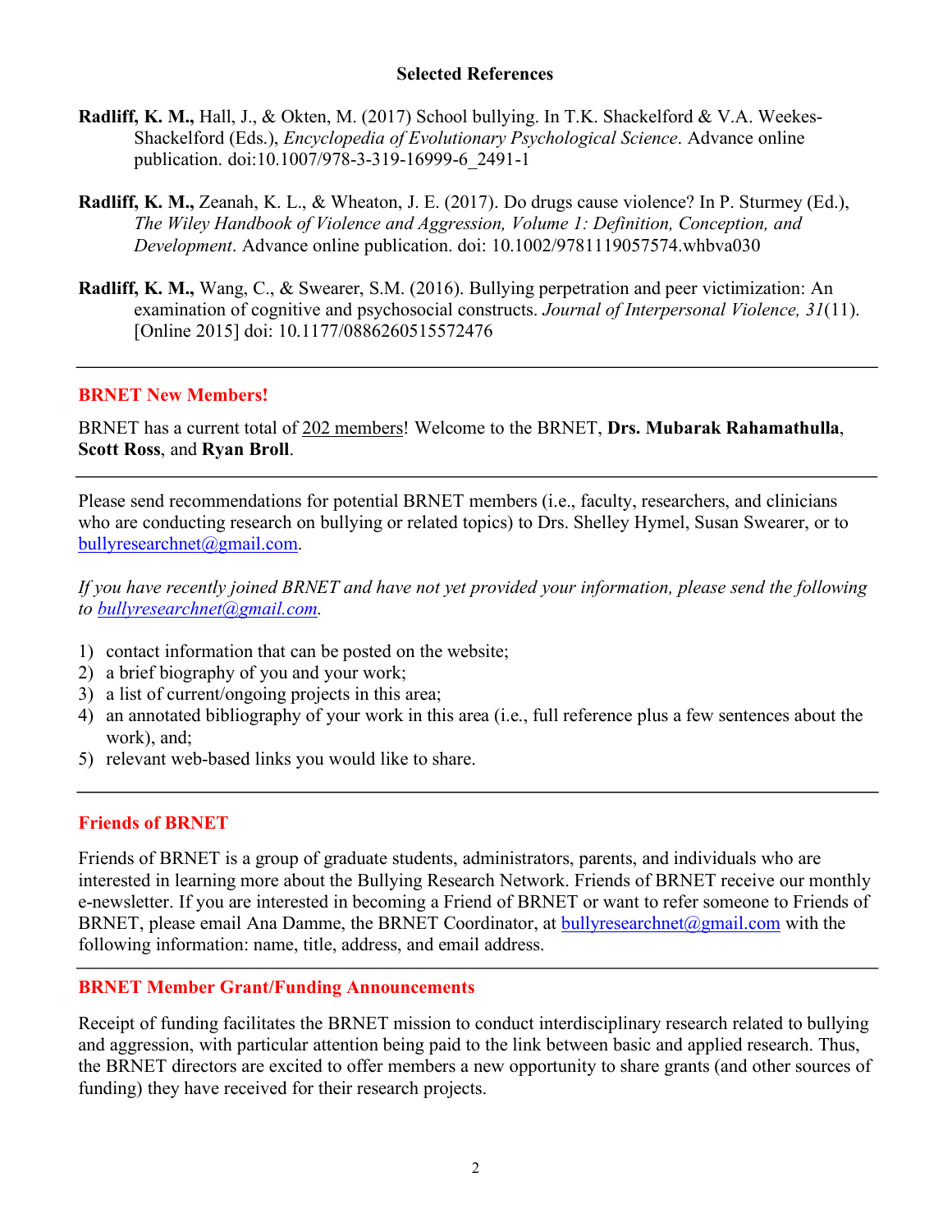### Selected References

**Radliff, K. M.,** Hall, J., & Okten, M. (2017) School bullying. In T.K. Shackelford & V.A. Weekes-Shackelford (Eds.), *Encyclopedia of Evolutionary Psychological Science*. Advance online publication. doi:10.1007/978-3-319-16999-6_2491-1

**Radliff, K. M.,** Zeanah, K. L., & Wheaton, J. E. (2017). Do drugs cause violence? In P. Sturmey (Ed.), *The Wiley Handbook of Violence and Aggression, Volume 1: Definition, Conception, and Development*. Advance online publication. doi: 10.1002/9781119057574.whbva030

**Radliff, K. M.,** Wang, C., & Swearer, S.M. (2016). Bullying perpetration and peer victimization: An examination of cognitive and psychosocial constructs. *Journal of Interpersonal Violence, 31*(11). [Online 2015] doi: 10.1177/0886260515572476

---

## BRNET New Members!

BRNET has a current total of 202 members! Welcome to the BRNET, **Drs. Mubarak Rahamathulla**, **Scott Ross**, and **Ryan Broll**.

---

Please send recommendations for potential BRNET members (i.e., faculty, researchers, and clinicians who are conducting research on bullying or related topics) to Drs. Shelley Hymel, Susan Swearer, or to bullyresearchnet@gmail.com.

*If you have recently joined BRNET and have not yet provided your information, please send the following to bullyresearchnet@gmail.com.*

1) contact information that can be posted on the website;
2) a brief biography of you and your work;
3) a list of current/ongoing projects in this area;
4) an annotated bibliography of your work in this area (i.e., full reference plus a few sentences about the work), and;
5) relevant web-based links you would like to share.

---

## Friends of BRNET

Friends of BRNET is a group of graduate students, administrators, parents, and individuals who are interested in learning more about the Bullying Research Network. Friends of BRNET receive our monthly e-newsletter. If you are interested in becoming a Friend of BRNET or want to refer someone to Friends of BRNET, please email Ana Damme, the BRNET Coordinator, at bullyresearchnet@gmail.com with the following information: name, title, address, and email address.

---

## BRNET Member Grant/Funding Announcements

Receipt of funding facilitates the BRNET mission to conduct interdisciplinary research related to bullying and aggression, with particular attention being paid to the link between basic and applied research. Thus, the BRNET directors are excited to offer members a new opportunity to share grants (and other sources of funding) they have received for their research projects.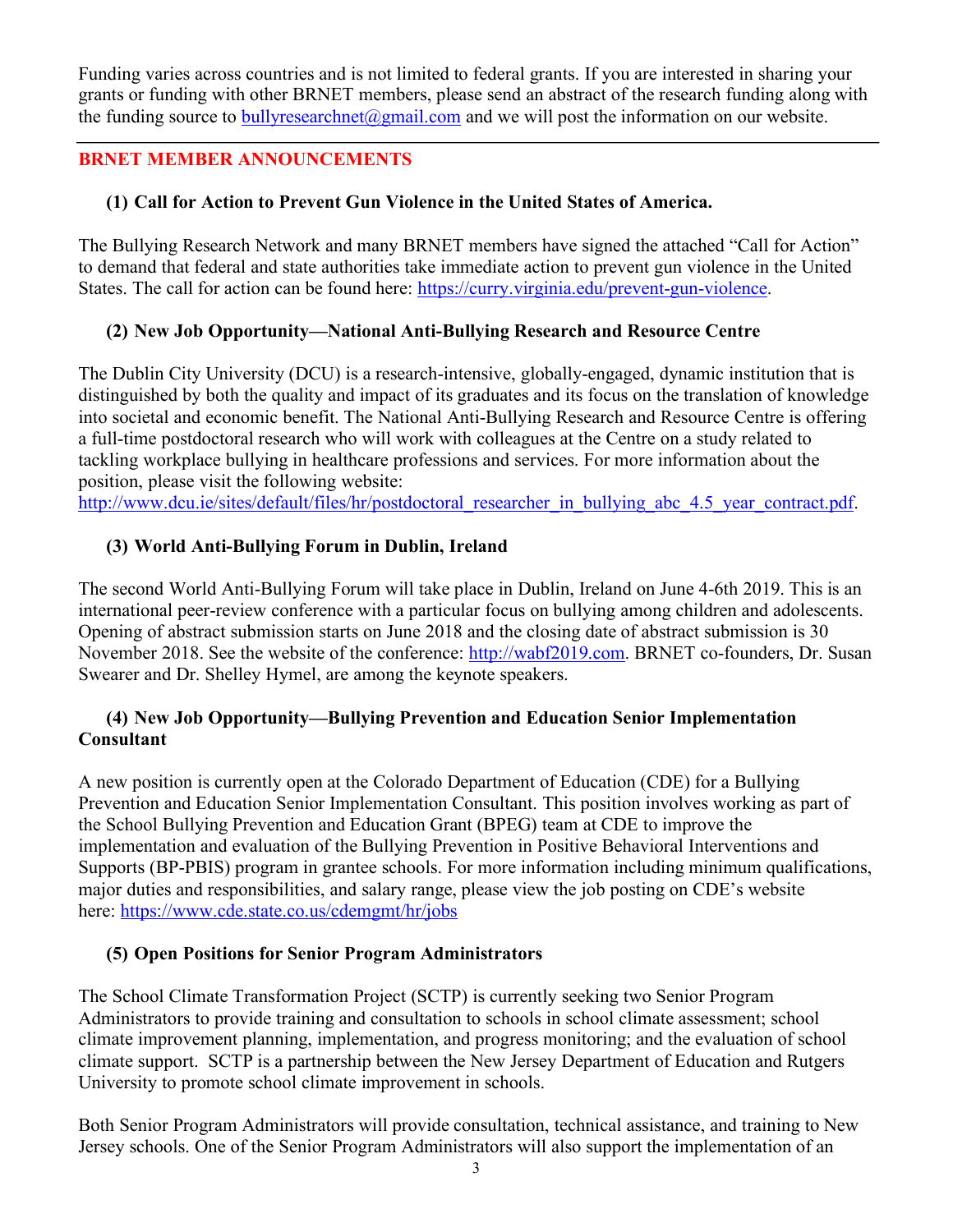Funding varies across countries and is not limited to federal grants. If you are interested in sharing your grants or funding with other BRNET members, please send an abstract of the research funding along with the funding source to bullyresearchnet@gmail.com and we will post the information on our website.

---

## BRNET MEMBER ANNOUNCEMENTS

### (1) Call for Action to Prevent Gun Violence in the United States of America.

The Bullying Research Network and many BRNET members have signed the attached "Call for Action" to demand that federal and state authorities take immediate action to prevent gun violence in the United States. The call for action can be found here: https://curry.virginia.edu/prevent-gun-violence.

### (2) New Job Opportunity—National Anti-Bullying Research and Resource Centre

The Dublin City University (DCU) is a research-intensive, globally-engaged, dynamic institution that is distinguished by both the quality and impact of its graduates and its focus on the translation of knowledge into societal and economic benefit. The National Anti-Bullying Research and Resource Centre is offering a full-time postdoctoral research who will work with colleagues at the Centre on a study related to tackling workplace bullying in healthcare professions and services. For more information about the position, please visit the following website:
http://www.dcu.ie/sites/default/files/hr/postdoctoral_researcher_in_bullying_abc_4.5_year_contract.pdf.

### (3) World Anti-Bullying Forum in Dublin, Ireland

The second World Anti-Bullying Forum will take place in Dublin, Ireland on June 4-6th 2019. This is an international peer-review conference with a particular focus on bullying among children and adolescents. Opening of abstract submission starts on June 2018 and the closing date of abstract submission is 30 November 2018. See the website of the conference: http://wabf2019.com. BRNET co-founders, Dr. Susan Swearer and Dr. Shelley Hymel, are among the keynote speakers.

### (4) New Job Opportunity—Bullying Prevention and Education Senior Implementation Consultant

A new position is currently open at the Colorado Department of Education (CDE) for a Bullying Prevention and Education Senior Implementation Consultant. This position involves working as part of the School Bullying Prevention and Education Grant (BPEG) team at CDE to improve the implementation and evaluation of the Bullying Prevention in Positive Behavioral Interventions and Supports (BP-PBIS) program in grantee schools. For more information including minimum qualifications, major duties and responsibilities, and salary range, please view the job posting on CDE's website here: https://www.cde.state.co.us/cdemgmt/hr/jobs

### (5) Open Positions for Senior Program Administrators

The School Climate Transformation Project (SCTP) is currently seeking two Senior Program Administrators to provide training and consultation to schools in school climate assessment; school climate improvement planning, implementation, and progress monitoring; and the evaluation of school climate support. SCTP is a partnership between the New Jersey Department of Education and Rutgers University to promote school climate improvement in schools.

Both Senior Program Administrators will provide consultation, technical assistance, and training to New Jersey schools. One of the Senior Program Administrators will also support the implementation of an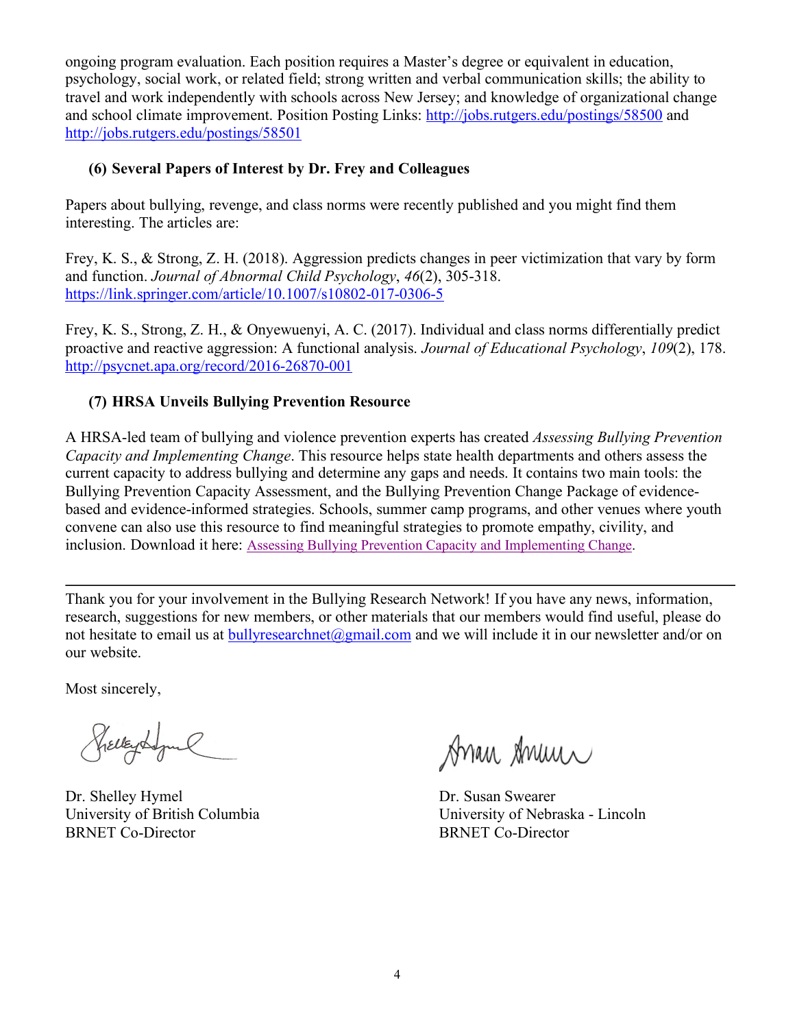ongoing program evaluation. Each position requires a Master's degree or equivalent in education, psychology, social work, or related field; strong written and verbal communication skills; the ability to travel and work independently with schools across New Jersey; and knowledge of organizational change and school climate improvement. Position Posting Links: http://jobs.rutgers.edu/postings/58500 and http://jobs.rutgers.edu/postings/58501

### (6) Several Papers of Interest by Dr. Frey and Colleagues

Papers about bullying, revenge, and class norms were recently published and you might find them interesting. The articles are:

Frey, K. S., & Strong, Z. H. (2018). Aggression predicts changes in peer victimization that vary by form and function. *Journal of Abnormal Child Psychology*, *46*(2), 305-318. https://link.springer.com/article/10.1007/s10802-017-0306-5

Frey, K. S., Strong, Z. H., & Onyewuenyi, A. C. (2017). Individual and class norms differentially predict proactive and reactive aggression: A functional analysis. *Journal of Educational Psychology*, *109*(2), 178. http://psycnet.apa.org/record/2016-26870-001

### (7) HRSA Unveils Bullying Prevention Resource

A HRSA-led team of bullying and violence prevention experts has created *Assessing Bullying Prevention Capacity and Implementing Change*. This resource helps state health departments and others assess the current capacity to address bullying and determine any gaps and needs. It contains two main tools: the Bullying Prevention Capacity Assessment, and the Bullying Prevention Change Package of evidence-based and evidence-informed strategies. Schools, summer camp programs, and other venues where youth convene can also use this resource to find meaningful strategies to promote empathy, civility, and inclusion. Download it here: Assessing Bullying Prevention Capacity and Implementing Change.

---

Thank you for your involvement in the Bullying Research Network! If you have any news, information, research, suggestions for new members, or other materials that our members would find useful, please do not hesitate to email us at bullyresearchnet@gmail.com and we will include it in our newsletter and/or on our website.

Most sincerely,

Dr. Shelley Hymel
University of British Columbia
BRNET Co-Director

Dr. Susan Swearer
University of Nebraska - Lincoln
BRNET Co-Director